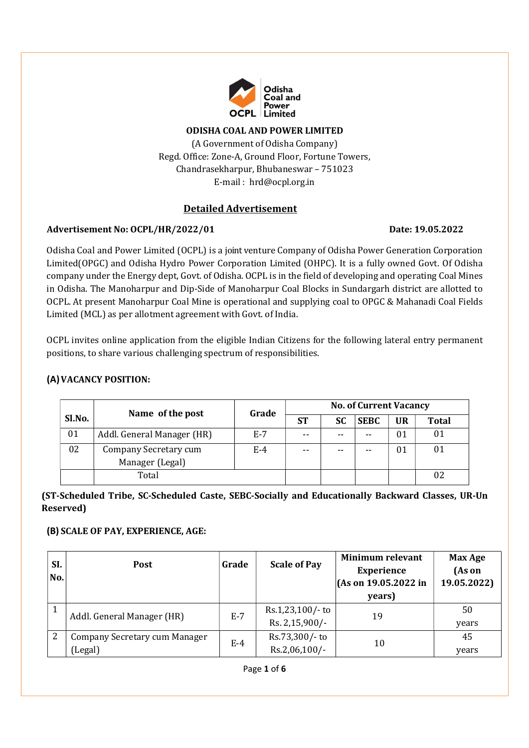**ODISHA COAL AND POWER LIMITED**

(A Government of Odisha Company)
Regd. Office: Zone-A, Ground Floor, Fortune Towers,
Chandrasekharpur, Bhubaneswar – 751023
E-mail : hrd@ocpl.org.in

## Detailed Advertisement

**Advertisement No: OCPL/HR/2022/01** **Date: 19.05.2022**

Odisha Coal and Power Limited (OCPL) is a joint venture Company of Odisha Power Generation Corporation Limited(OPGC) and Odisha Hydro Power Corporation Limited (OHPC). It is a fully owned Govt. Of Odisha company under the Energy dept, Govt. of Odisha. OCPL is in the field of developing and operating Coal Mines in Odisha. The Manoharpur and Dip-Side of Manoharpur Coal Blocks in Sundargarh district are allotted to OCPL. At present Manoharpur Coal Mine is operational and supplying coal to OPGC & Mahanadi Coal Fields Limited (MCL) as per allotment agreement with Govt. of India.

OCPL invites online application from the eligible Indian Citizens for the following lateral entry permanent positions, to share various challenging spectrum of responsibilities.

### (A) VACANCY POSITION:

| Sl.No. | Name of the post | Grade | No. of Current Vacancy | | | | |
|---|---|---|---|---|---|---|---|
| | | | ST | SC | SEBC | UR | Total |
| 01 | Addl. General Manager (HR) | E-7 | -- | -- | -- | 01 | 01 |
| 02 | Company Secretary cum Manager (Legal) | E-4 | -- | -- | -- | 01 | 01 |
| | Total | | | | | | 02 |

**(ST-Scheduled Tribe, SC-Scheduled Caste, SEBC-Socially and Educationally Backward Classes, UR-Un Reserved)**

### (B) SCALE OF PAY, EXPERIENCE, AGE:

| Sl. No. | Post | Grade | Scale of Pay | Minimum relevant Experience (As on 19.05.2022 in years) | Max Age (As on 19.05.2022) |
|---|---|---|---|---|---|
| 1 | Addl. General Manager (HR) | E-7 | Rs.1,23,100/- to Rs. 2,15,900/- | 19 | 50 years |
| 2 | Company Secretary cum Manager (Legal) | E-4 | Rs.73,300/- to Rs.2,06,100/- | 10 | 45 years |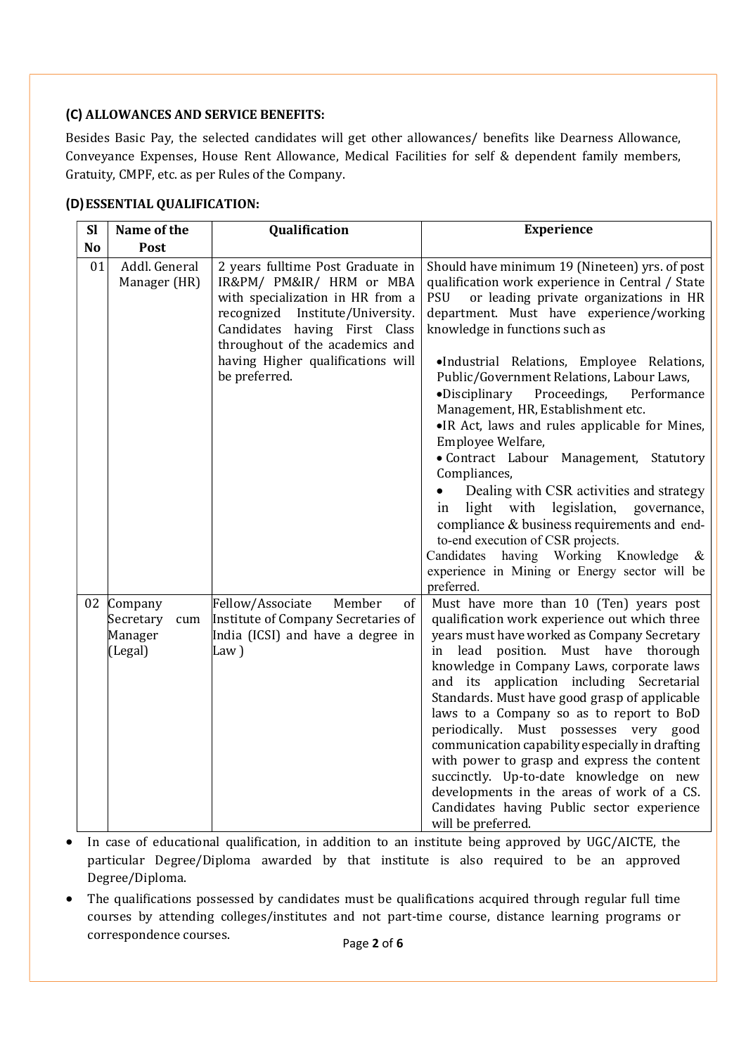### (C) ALLOWANCES AND SERVICE BENEFITS:

Besides Basic Pay, the selected candidates will get other allowances/ benefits like Dearness Allowance, Conveyance Expenses, House Rent Allowance, Medical Facilities for self & dependent family members, Gratuity, CMPF, etc. as per Rules of the Company.

### (D) ESSENTIAL QUALIFICATION:

| Sl No | Name of the Post | Qualification | Experience |
|---|---|---|---|
| 01 | Addl. General Manager (HR) | 2 years fulltime Post Graduate in IR&PM/ PM&IR/ HRM or MBA with specialization in HR from a recognized Institute/University. Candidates having First Class throughout of the academics and having Higher qualifications will be preferred. | Should have minimum 19 (Nineteen) yrs. of post qualification work experience in Central / State PSU or leading private organizations in HR department. Must have experience/working knowledge in functions such as<br>• Industrial Relations, Employee Relations, Public/Government Relations, Labour Laws,<br>• Disciplinary Proceedings, Performance Management, HR, Establishment etc.<br>• IR Act, laws and rules applicable for Mines, Employee Welfare,<br>• Contract Labour Management, Statutory Compliances,<br>• Dealing with CSR activities and strategy in light with legislation, governance, compliance & business requirements and end-to-end execution of CSR projects.<br>Candidates having Working Knowledge & experience in Mining or Energy sector will be preferred. |
| 02 | Company Secretary cum Manager (Legal) | Fellow/Associate Member of Institute of Company Secretaries of India (ICSI) and have a degree in Law ) | Must have more than 10 (Ten) years post qualification work experience out which three years must have worked as Company Secretary in lead position. Must have thorough knowledge in Company Laws, corporate laws and its application including Secretarial Standards. Must have good grasp of applicable laws to a Company so as to report to BoD periodically. Must possesses very good communication capability especially in drafting with power to grasp and express the content succinctly. Up-to-date knowledge on new developments in the areas of work of a CS. Candidates having Public sector experience will be preferred. |

- In case of educational qualification, in addition to an institute being approved by UGC/AICTE, the particular Degree/Diploma awarded by that institute is also required to be an approved Degree/Diploma.
- The qualifications possessed by candidates must be qualifications acquired through regular full time courses by attending colleges/institutes and not part-time course, distance learning programs or correspondence courses.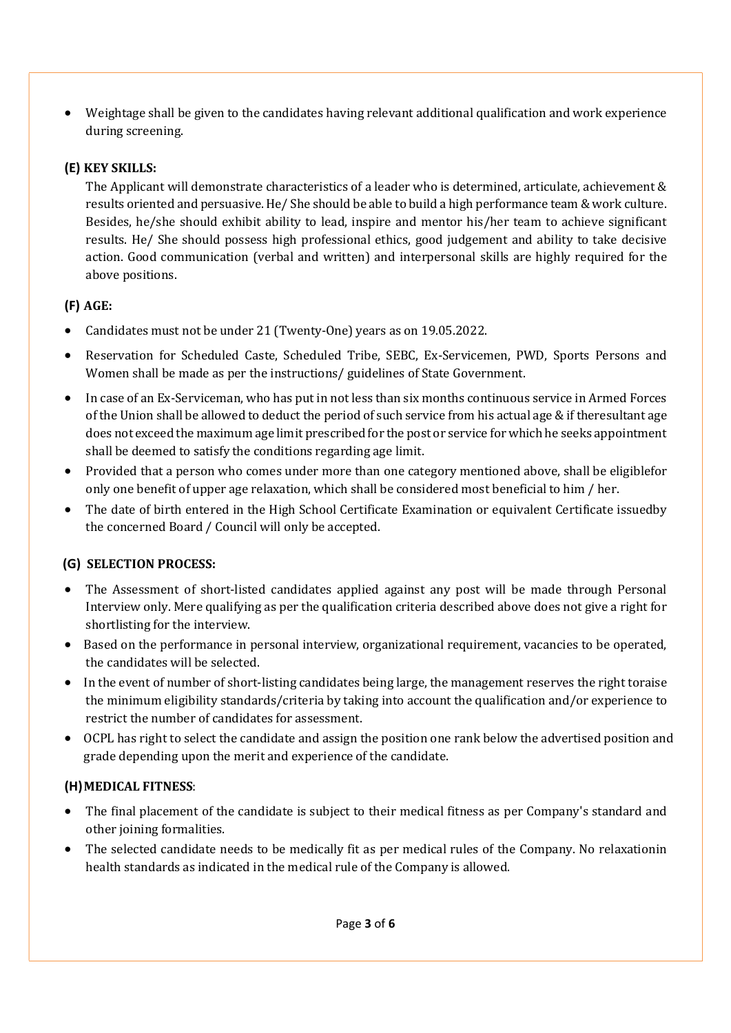- Weightage shall be given to the candidates having relevant additional qualification and work experience during screening.

### (E) KEY SKILLS:

The Applicant will demonstrate characteristics of a leader who is determined, articulate, achievement & results oriented and persuasive. He/ She should be able to build a high performance team & work culture. Besides, he/she should exhibit ability to lead, inspire and mentor his/her team to achieve significant results. He/ She should possess high professional ethics, good judgement and ability to take decisive action. Good communication (verbal and written) and interpersonal skills are highly required for the above positions.

### (F) AGE:

- Candidates must not be under 21 (Twenty-One) years as on 19.05.2022.
- Reservation for Scheduled Caste, Scheduled Tribe, SEBC, Ex-Servicemen, PWD, Sports Persons and Women shall be made as per the instructions/ guidelines of State Government.
- In case of an Ex-Serviceman, who has put in not less than six months continuous service in Armed Forces of the Union shall be allowed to deduct the period of such service from his actual age & if theresultant age does not exceed the maximum age limit prescribed for the post or service for which he seeks appointment shall be deemed to satisfy the conditions regarding age limit.
- Provided that a person who comes under more than one category mentioned above, shall be eligiblefor only one benefit of upper age relaxation, which shall be considered most beneficial to him / her.
- The date of birth entered in the High School Certificate Examination or equivalent Certificate issuedby the concerned Board / Council will only be accepted.

### (G) SELECTION PROCESS:

- The Assessment of short-listed candidates applied against any post will be made through Personal Interview only. Mere qualifying as per the qualification criteria described above does not give a right for shortlisting for the interview.
- Based on the performance in personal interview, organizational requirement, vacancies to be operated, the candidates will be selected.
- In the event of number of short-listing candidates being large, the management reserves the right toraise the minimum eligibility standards/criteria by taking into account the qualification and/or experience to restrict the number of candidates for assessment.
- OCPL has right to select the candidate and assign the position one rank below the advertised position and grade depending upon the merit and experience of the candidate.

### (H) MEDICAL FITNESS:

- The final placement of the candidate is subject to their medical fitness as per Company's standard and other joining formalities.
- The selected candidate needs to be medically fit as per medical rules of the Company. No relaxationin health standards as indicated in the medical rule of the Company is allowed.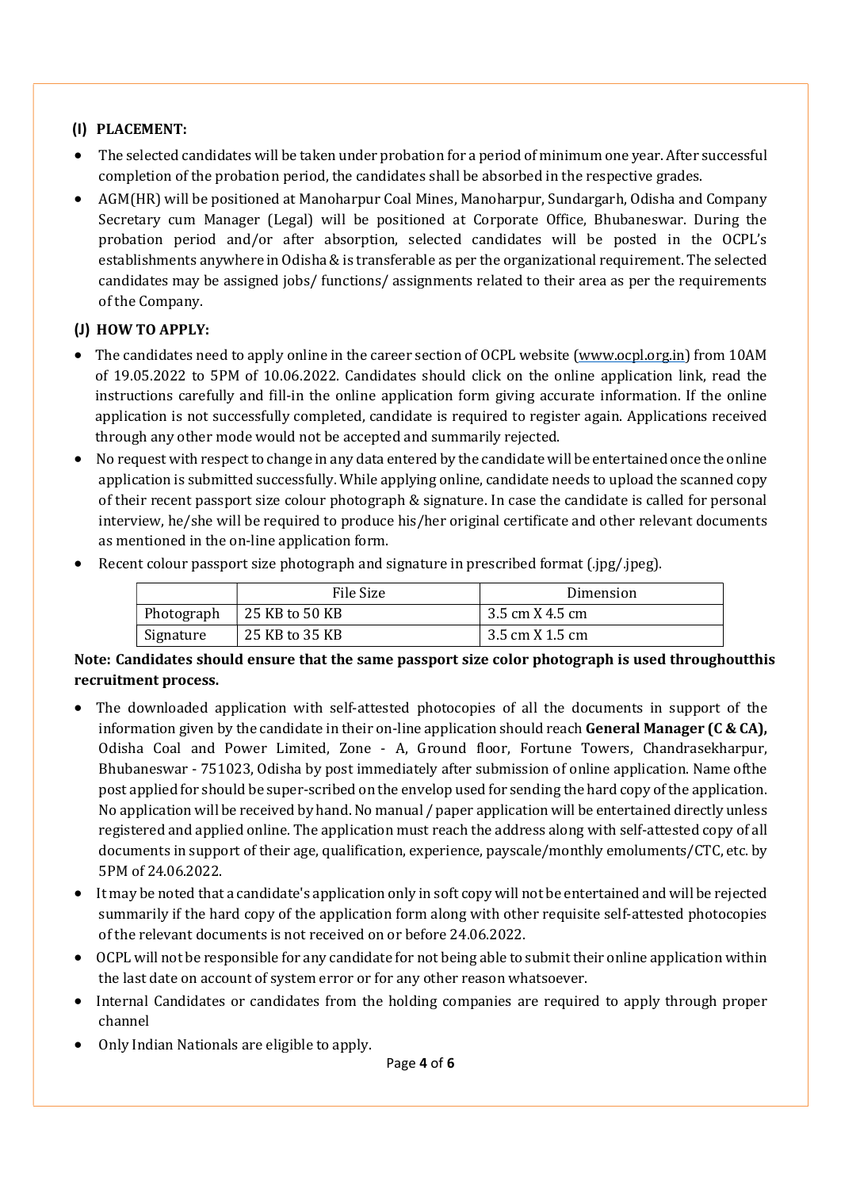### (I) PLACEMENT:

- The selected candidates will be taken under probation for a period of minimum one year. After successful completion of the probation period, the candidates shall be absorbed in the respective grades.
- AGM(HR) will be positioned at Manoharpur Coal Mines, Manoharpur, Sundargarh, Odisha and Company Secretary cum Manager (Legal) will be positioned at Corporate Office, Bhubaneswar. During the probation period and/or after absorption, selected candidates will be posted in the OCPL's establishments anywhere in Odisha & is transferable as per the organizational requirement. The selected candidates may be assigned jobs/ functions/ assignments related to their area as per the requirements of the Company.

### (J) HOW TO APPLY:

- The candidates need to apply online in the career section of OCPL website (www.ocpl.org.in) from 10AM of 19.05.2022 to 5PM of 10.06.2022. Candidates should click on the online application link, read the instructions carefully and fill-in the online application form giving accurate information. If the online application is not successfully completed, candidate is required to register again. Applications received through any other mode would not be accepted and summarily rejected.
- No request with respect to change in any data entered by the candidate will be entertained once the online application is submitted successfully. While applying online, candidate needs to upload the scanned copy of their recent passport size colour photograph & signature. In case the candidate is called for personal interview, he/she will be required to produce his/her original certificate and other relevant documents as mentioned in the on-line application form.
- Recent colour passport size photograph and signature in prescribed format (.jpg/.jpeg).

| | File Size | Dimension |
|---|---|---|
| Photograph | 25 KB to 50 KB | 3.5 cm X 4.5 cm |
| Signature | 25 KB to 35 KB | 3.5 cm X 1.5 cm |

**Note: Candidates should ensure that the same passport size color photograph is used throughoutthis recruitment process.**

- The downloaded application with self-attested photocopies of all the documents in support of the information given by the candidate in their on-line application should reach **General Manager (C & CA),** Odisha Coal and Power Limited, Zone - A, Ground floor, Fortune Towers, Chandrasekharpur, Bhubaneswar - 751023, Odisha by post immediately after submission of online application. Name ofthe post applied for should be super-scribed on the envelop used for sending the hard copy of the application. No application will be received by hand. No manual / paper application will be entertained directly unless registered and applied online. The application must reach the address along with self-attested copy of all documents in support of their age, qualification, experience, payscale/monthly emoluments/CTC, etc. by 5PM of 24.06.2022.
- It may be noted that a candidate's application only in soft copy will not be entertained and will be rejected summarily if the hard copy of the application form along with other requisite self-attested photocopies of the relevant documents is not received on or before 24.06.2022.
- OCPL will not be responsible for any candidate for not being able to submit their online application within the last date on account of system error or for any other reason whatsoever.
- Internal Candidates or candidates from the holding companies are required to apply through proper channel
- Only Indian Nationals are eligible to apply.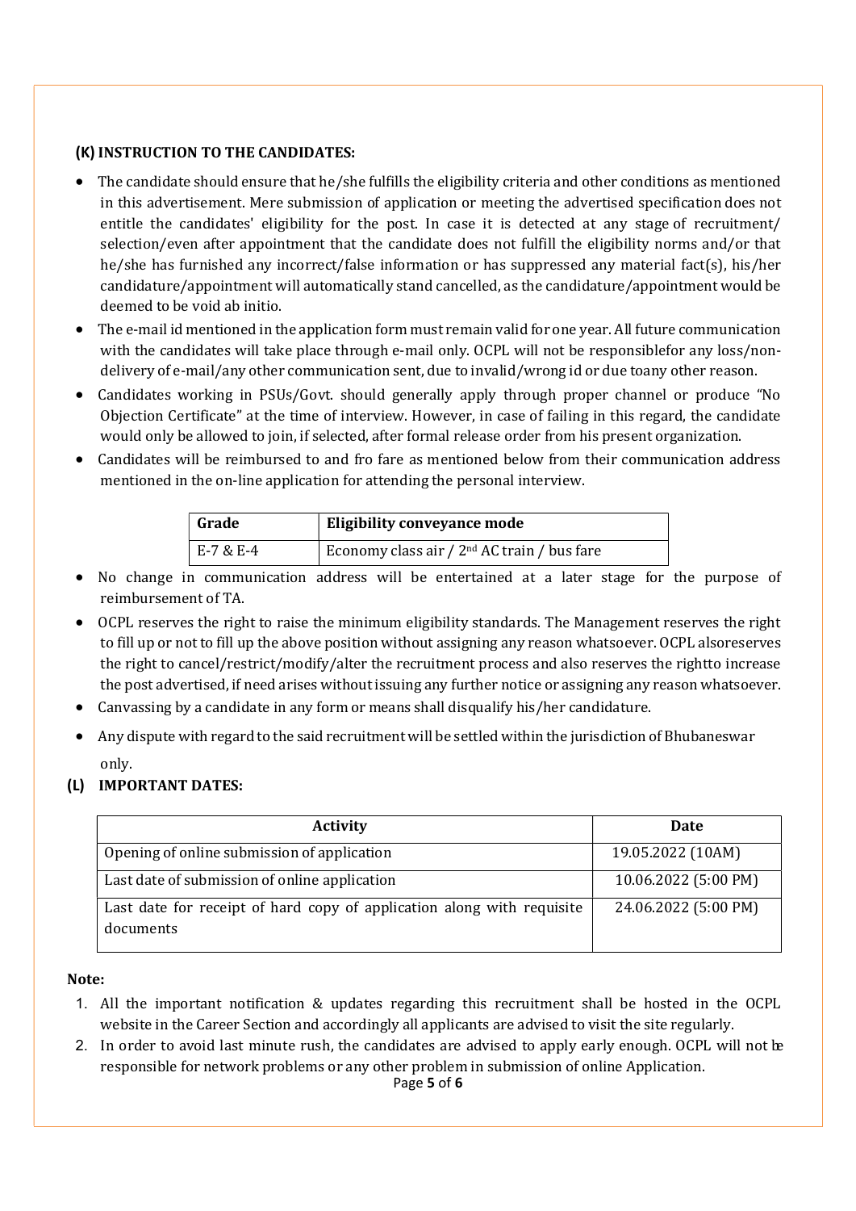### (K) INSTRUCTION TO THE CANDIDATES:

- The candidate should ensure that he/she fulfills the eligibility criteria and other conditions as mentioned in this advertisement. Mere submission of application or meeting the advertised specification does not entitle the candidates' eligibility for the post. In case it is detected at any stage of recruitment/ selection/even after appointment that the candidate does not fulfill the eligibility norms and/or that he/she has furnished any incorrect/false information or has suppressed any material fact(s), his/her candidature/appointment will automatically stand cancelled, as the candidature/appointment would be deemed to be void ab initio.
- The e-mail id mentioned in the application form must remain valid for one year. All future communication with the candidates will take place through e-mail only. OCPL will not be responsiblefor any loss/non-delivery of e-mail/any other communication sent, due to invalid/wrong id or due toany other reason.
- Candidates working in PSUs/Govt. should generally apply through proper channel or produce "No Objection Certificate" at the time of interview. However, in case of failing in this regard, the candidate would only be allowed to join, if selected, after formal release order from his present organization.
- Candidates will be reimbursed to and fro fare as mentioned below from their communication address mentioned in the on-line application for attending the personal interview.

| Grade | Eligibility conveyance mode |
|---|---|
| E-7 & E-4 | Economy class air / 2nd AC train / bus fare |

- No change in communication address will be entertained at a later stage for the purpose of reimbursement of TA.
- OCPL reserves the right to raise the minimum eligibility standards. The Management reserves the right to fill up or not to fill up the above position without assigning any reason whatsoever. OCPL alsoreserves the right to cancel/restrict/modify/alter the recruitment process and also reserves the rightto increase the post advertised, if need arises without issuing any further notice or assigning any reason whatsoever.
- Canvassing by a candidate in any form or means shall disqualify his/her candidature.
- Any dispute with regard to the said recruitment will be settled within the jurisdiction of Bhubaneswar only.

### (L) IMPORTANT DATES:

| Activity | Date |
|---|---|
| Opening of online submission of application | 19.05.2022 (10AM) |
| Last date of submission of online application | 10.06.2022 (5:00 PM) |
| Last date for receipt of hard copy of application along with requisite documents | 24.06.2022 (5:00 PM) |

**Note:**

1. All the important notification & updates regarding this recruitment shall be hosted in the OCPL website in the Career Section and accordingly all applicants are advised to visit the site regularly.
2. In order to avoid last minute rush, the candidates are advised to apply early enough. OCPL will not be responsible for network problems or any other problem in submission of online Application.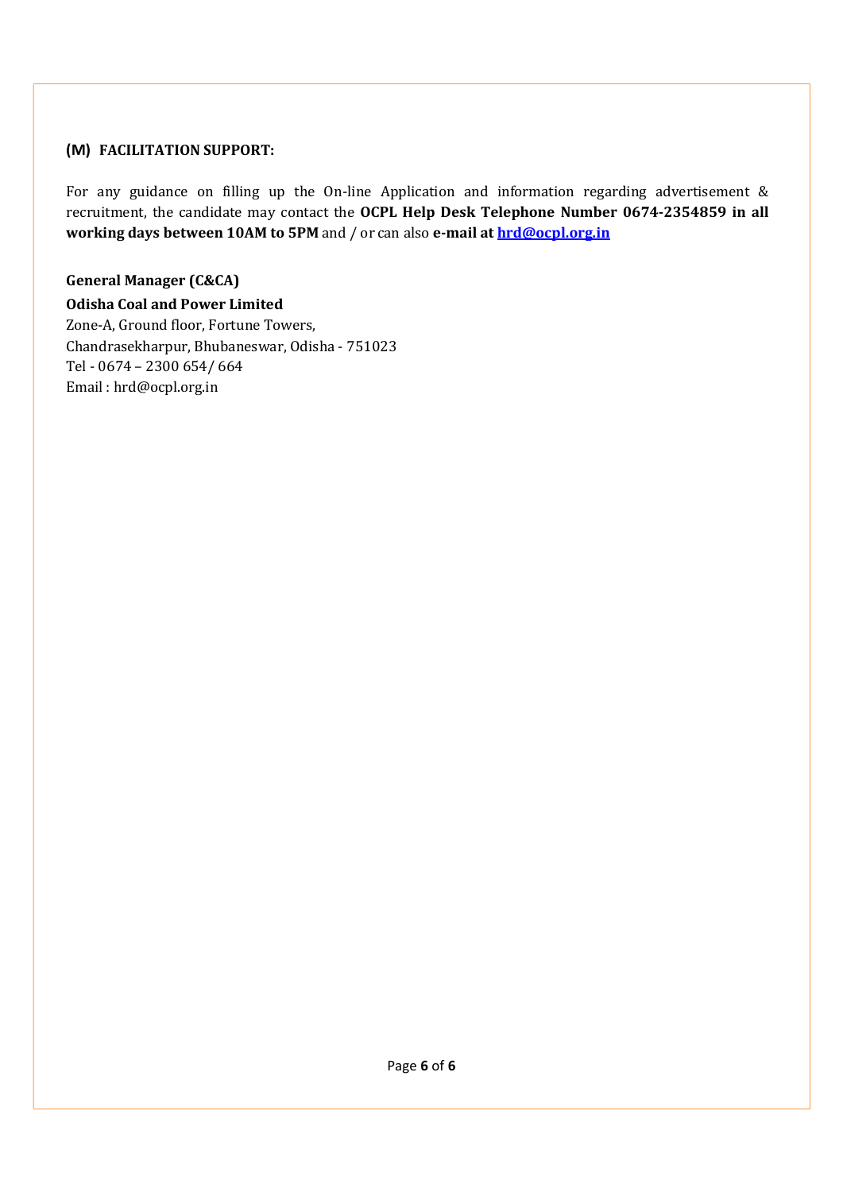### (M) FACILITATION SUPPORT:

For any guidance on filling up the On-line Application and information regarding advertisement & recruitment, the candidate may contact the **OCPL Help Desk Telephone Number 0674-2354859 in all working days between 10AM to 5PM** and / or can also **e-mail at [hrd@ocpl.org.in](mailto:hrd@ocpl.org.in)**

**General Manager (C&CA)**

**Odisha Coal and Power Limited**

Zone-A, Ground floor, Fortune Towers,
Chandrasekharpur, Bhubaneswar, Odisha - 751023
Tel - 0674 – 2300 654/ 664
Email : hrd@ocpl.org.in